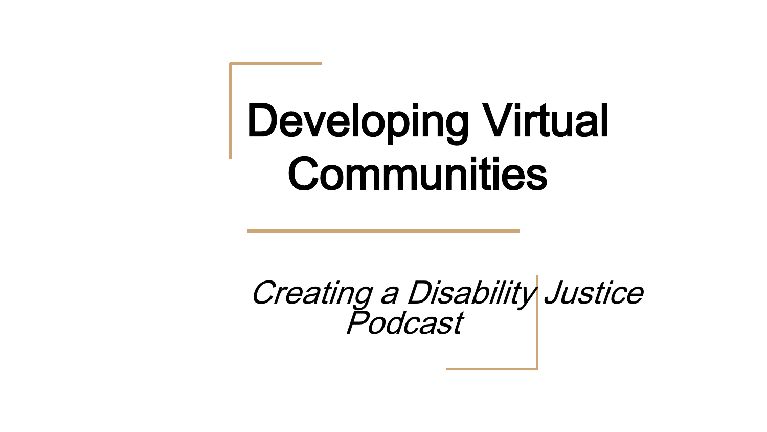# Developing Virtual Communities

*Creating a Disability Justice Podcast*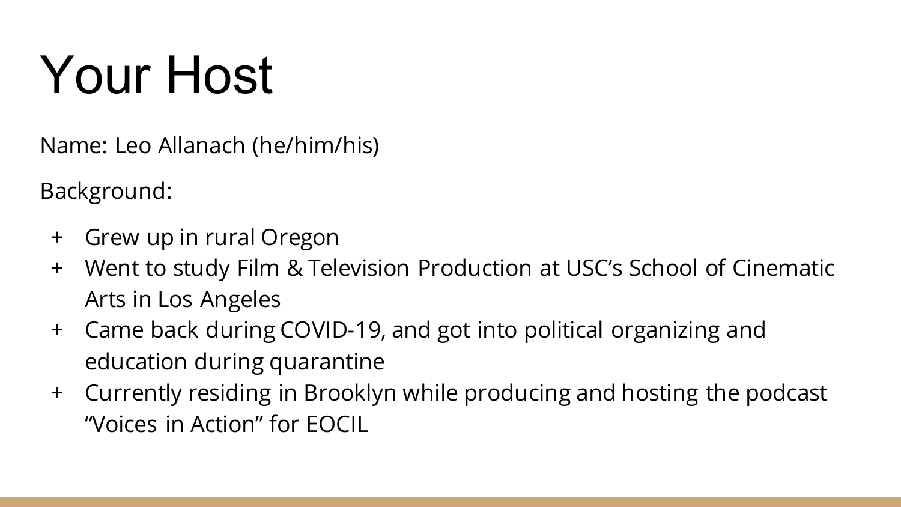# Your Host

Name: Leo Allanach (he/him/his)

Background:

+ Grew up in rural Oregon
+ Went to study Film & Television Production at USC's School of Cinematic Arts in Los Angeles
+ Came back during COVID-19, and got into political organizing and education during quarantine
+ Currently residing in Brooklyn while producing and hosting the podcast "Voices in Action" for EOCIL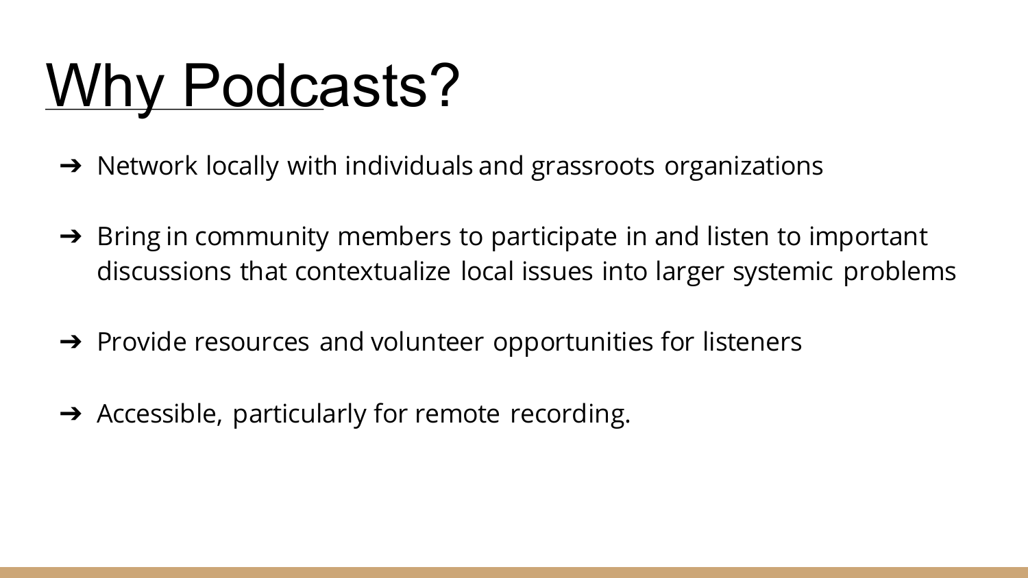# Why Podcasts?

- ➔ Network locally with individuals and grassroots organizations
- ➔ Bring in community members to participate in and listen to important discussions that contextualize local issues into larger systemic problems
- ➔ Provide resources and volunteer opportunities for listeners
- ➔ Accessible, particularly for remote recording.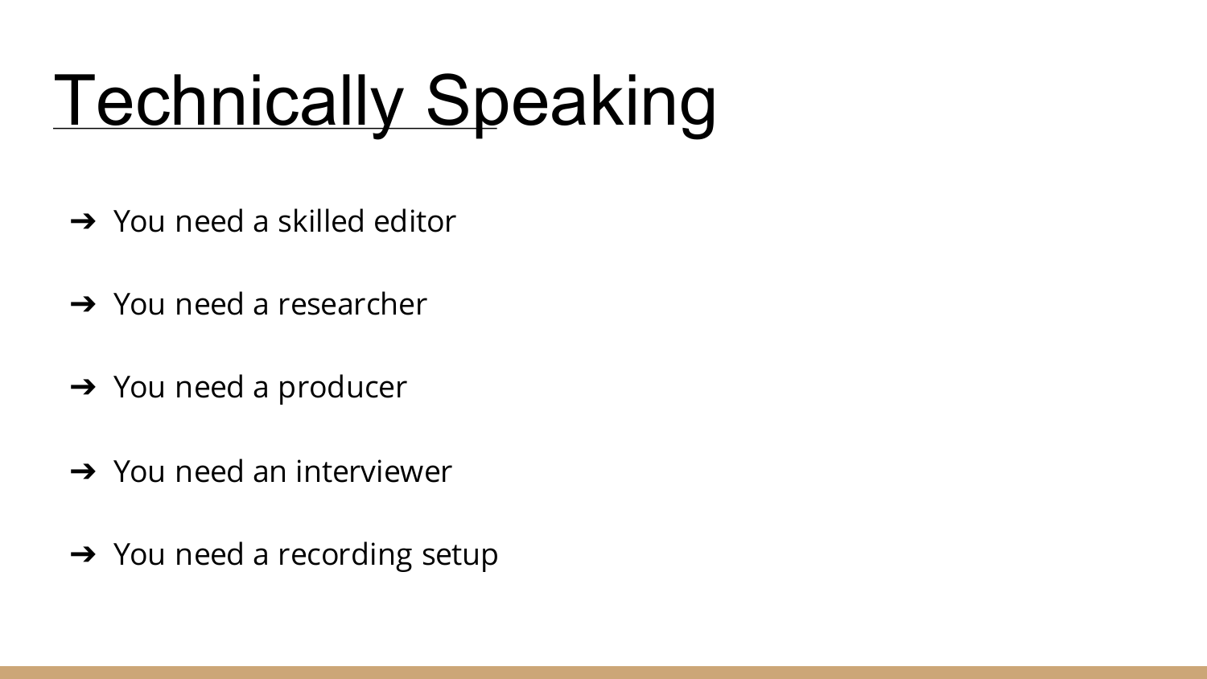# Technically Speaking

- ➔ You need a skilled editor
- ➔ You need a researcher
- ➔ You need a producer
- ➔ You need an interviewer
- ➔ You need a recording setup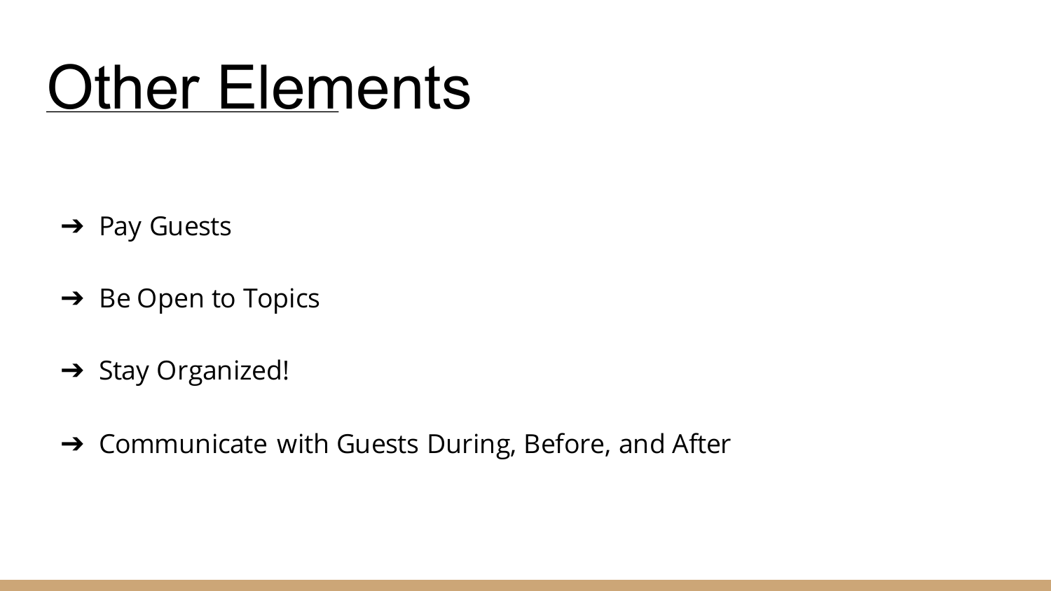# Other Elements

- ➔ Pay Guests
- ➔ Be Open to Topics
- ➔ Stay Organized!
- ➔ Communicate with Guests During, Before, and After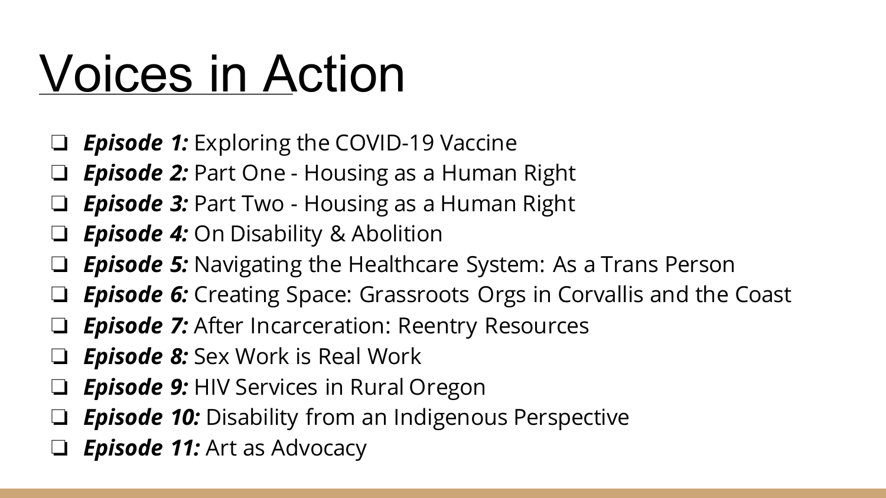# Voices in Action

- ***Episode 1:*** Exploring the COVID-19 Vaccine
- ***Episode 2:*** Part One - Housing as a Human Right
- ***Episode 3:*** Part Two - Housing as a Human Right
- ***Episode 4:*** On Disability & Abolition
- ***Episode 5:*** Navigating the Healthcare System: As a Trans Person
- ***Episode 6:*** Creating Space: Grassroots Orgs in Corvallis and the Coast
- ***Episode 7:*** After Incarceration: Reentry Resources
- ***Episode 8:*** Sex Work is Real Work
- ***Episode 9:*** HIV Services in Rural Oregon
- ***Episode 10:*** Disability from an Indigenous Perspective
- ***Episode 11:*** Art as Advocacy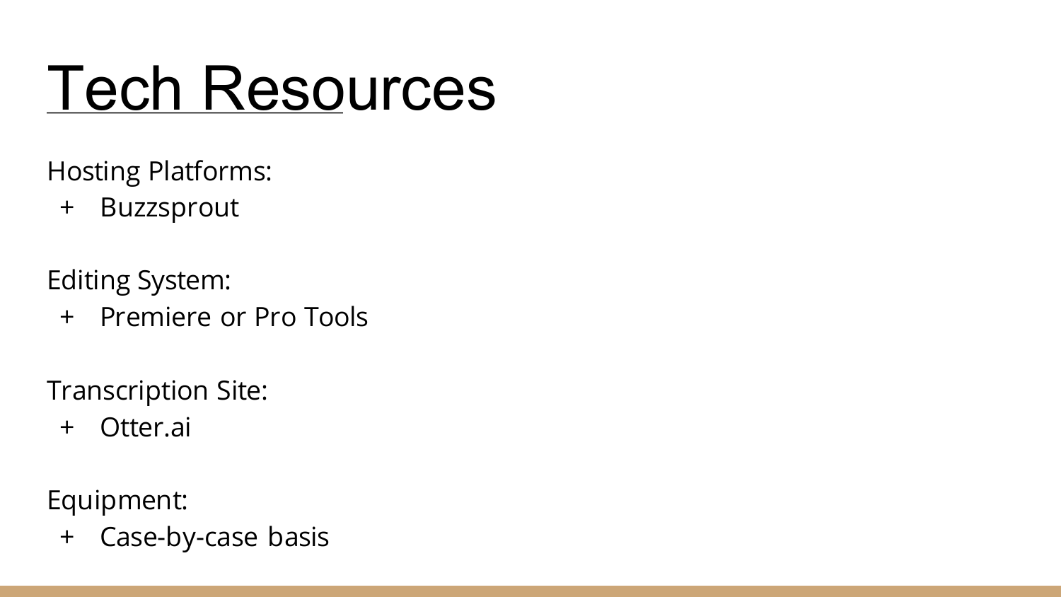# Tech Resources

Hosting Platforms:

+ Buzzsprout

Editing System:

+ Premiere or Pro Tools

Transcription Site:

+ Otter.ai

Equipment:

+ Case-by-case basis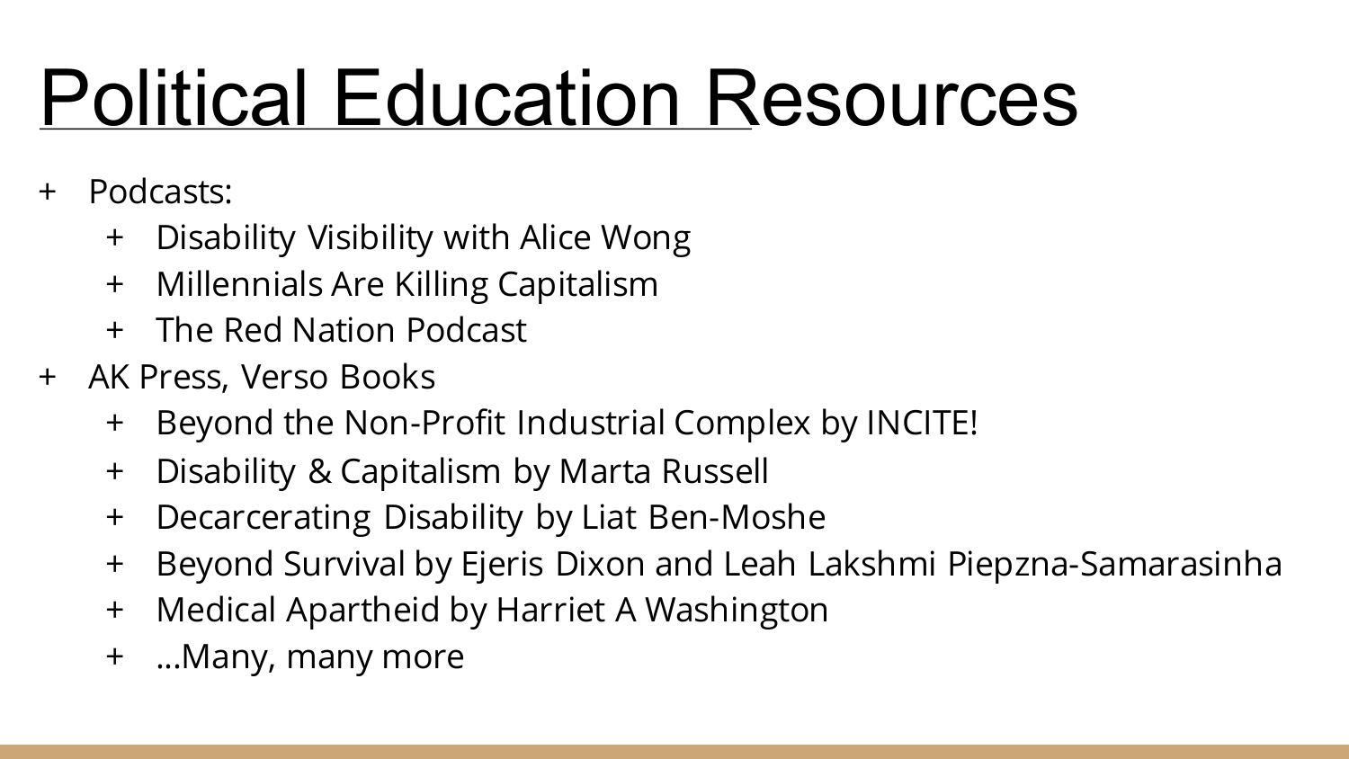# Political Education Resources

- Podcasts:
  - Disability Visibility with Alice Wong
  - Millennials Are Killing Capitalism
  - The Red Nation Podcast
- AK Press, Verso Books
  - Beyond the Non-Profit Industrial Complex by INCITE!
  - Disability & Capitalism by Marta Russell
  - Decarcerating Disability by Liat Ben-Moshe
  - Beyond Survival by Ejeris Dixon and Leah Lakshmi Piepzna-Samarasinha
  - Medical Apartheid by Harriet A Washington
  - …Many, many more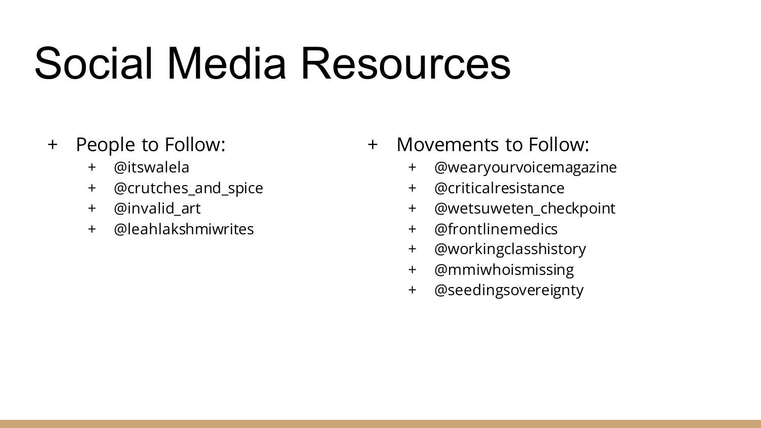# Social Media Resources

- People to Follow:
  - @itswalela
  - @crutches_and_spice
  - @invalid_art
  - @leahlakshmiwrites
- Movements to Follow:
  - @wearyourvoicemagazine
  - @criticalresistance
  - @wetsuweten_checkpoint
  - @frontlinemedics
  - @workingclasshistory
  - @mmiwhoismissing
  - @seedingsovereignty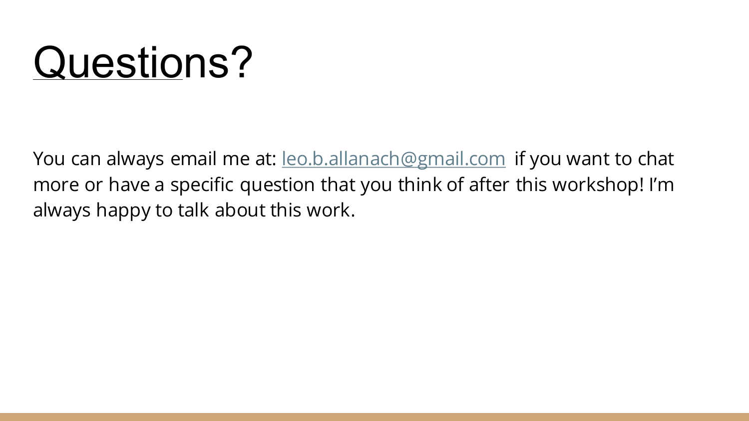# Questions?

You can always email me at: [leo.b.allanach@gmail.com](mailto:leo.b.allanach@gmail.com) if you want to chat more or have a specific question that you think of after this workshop! I'm always happy to talk about this work.